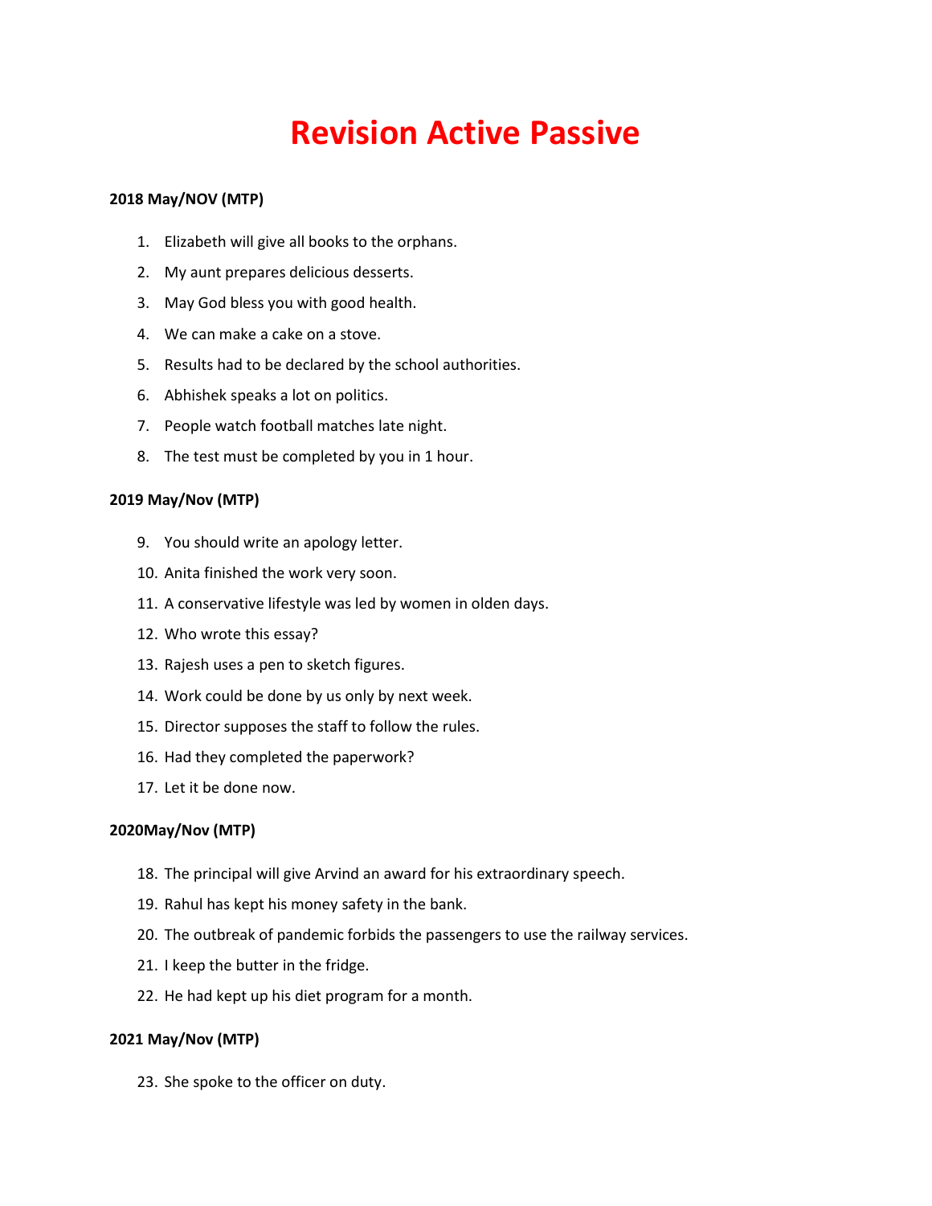# Revision Active Passive

**2018 May/NOV (MTP)**

1. Elizabeth will give all books to the orphans.
2. My aunt prepares delicious desserts.
3. May God bless you with good health.
4. We can make a cake on a stove.
5. Results had to be declared by the school authorities.
6. Abhishek speaks a lot on politics.
7. People watch football matches late night.
8. The test must be completed by you in 1 hour.

**2019 May/Nov (MTP)**

9. You should write an apology letter.
10. Anita finished the work very soon.
11. A conservative lifestyle was led by women in olden days.
12. Who wrote this essay?
13. Rajesh uses a pen to sketch figures.
14. Work could be done by us only by next week.
15. Director supposes the staff to follow the rules.
16. Had they completed the paperwork?
17. Let it be done now.

**2020May/Nov (MTP)**

18. The principal will give Arvind an award for his extraordinary speech.
19. Rahul has kept his money safety in the bank.
20. The outbreak of pandemic forbids the passengers to use the railway services.
21. I keep the butter in the fridge.
22. He had kept up his diet program for a month.

**2021 May/Nov (MTP)**

23. She spoke to the officer on duty.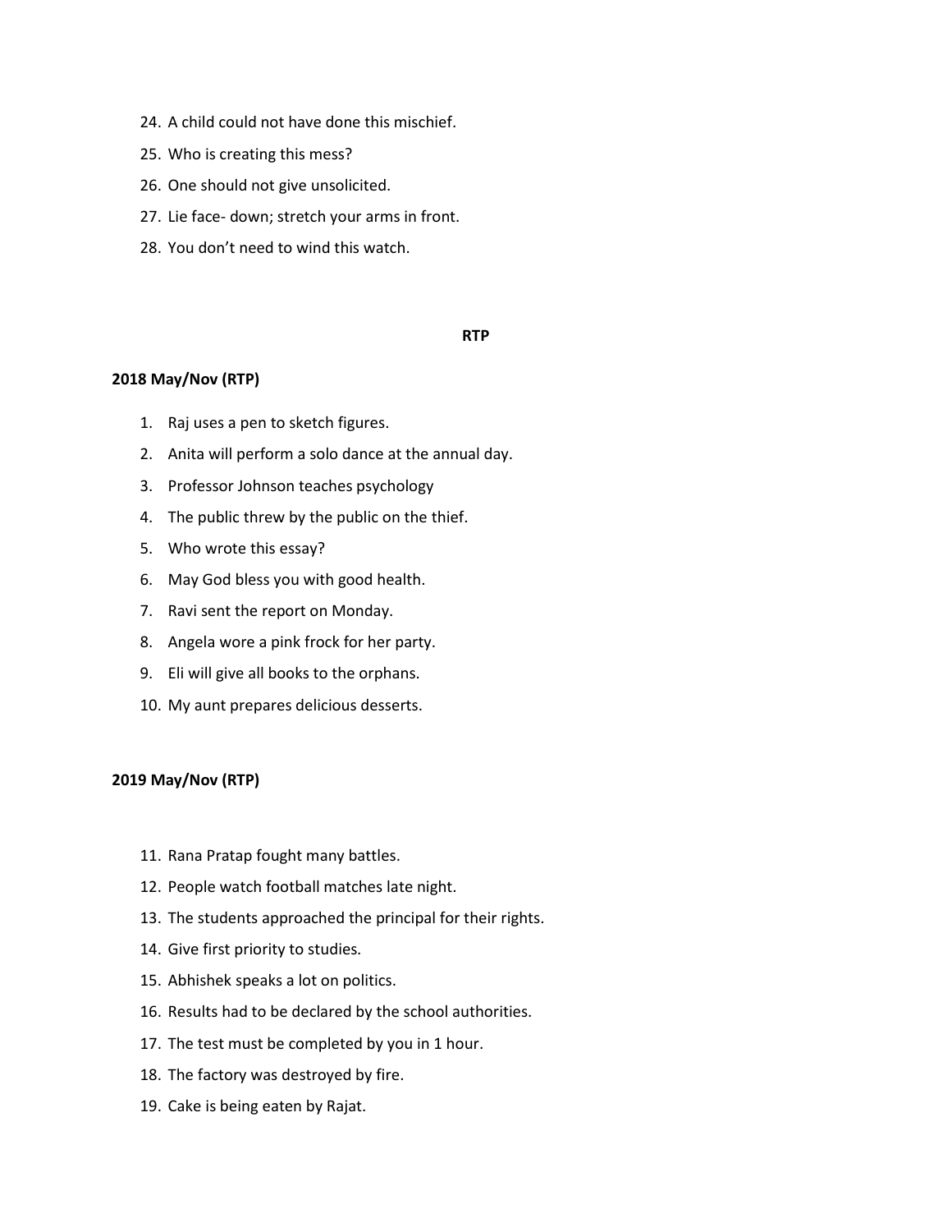24. A child could not have done this mischief.
25. Who is creating this mess?
26. One should not give unsolicited.
27. Lie face- down; stretch your arms in front.
28. You don't need to wind this watch.

**RTP**

**2018 May/Nov (RTP)**

1. Raj uses a pen to sketch figures.
2. Anita will perform a solo dance at the annual day.
3. Professor Johnson teaches psychology
4. The public threw by the public on the thief.
5. Who wrote this essay?
6. May God bless you with good health.
7. Ravi sent the report on Monday.
8. Angela wore a pink frock for her party.
9. Eli will give all books to the orphans.
10. My aunt prepares delicious desserts.

**2019 May/Nov (RTP)**

11. Rana Pratap fought many battles.
12. People watch football matches late night.
13. The students approached the principal for their rights.
14. Give first priority to studies.
15. Abhishek speaks a lot on politics.
16. Results had to be declared by the school authorities.
17. The test must be completed by you in 1 hour.
18. The factory was destroyed by fire.
19. Cake is being eaten by Rajat.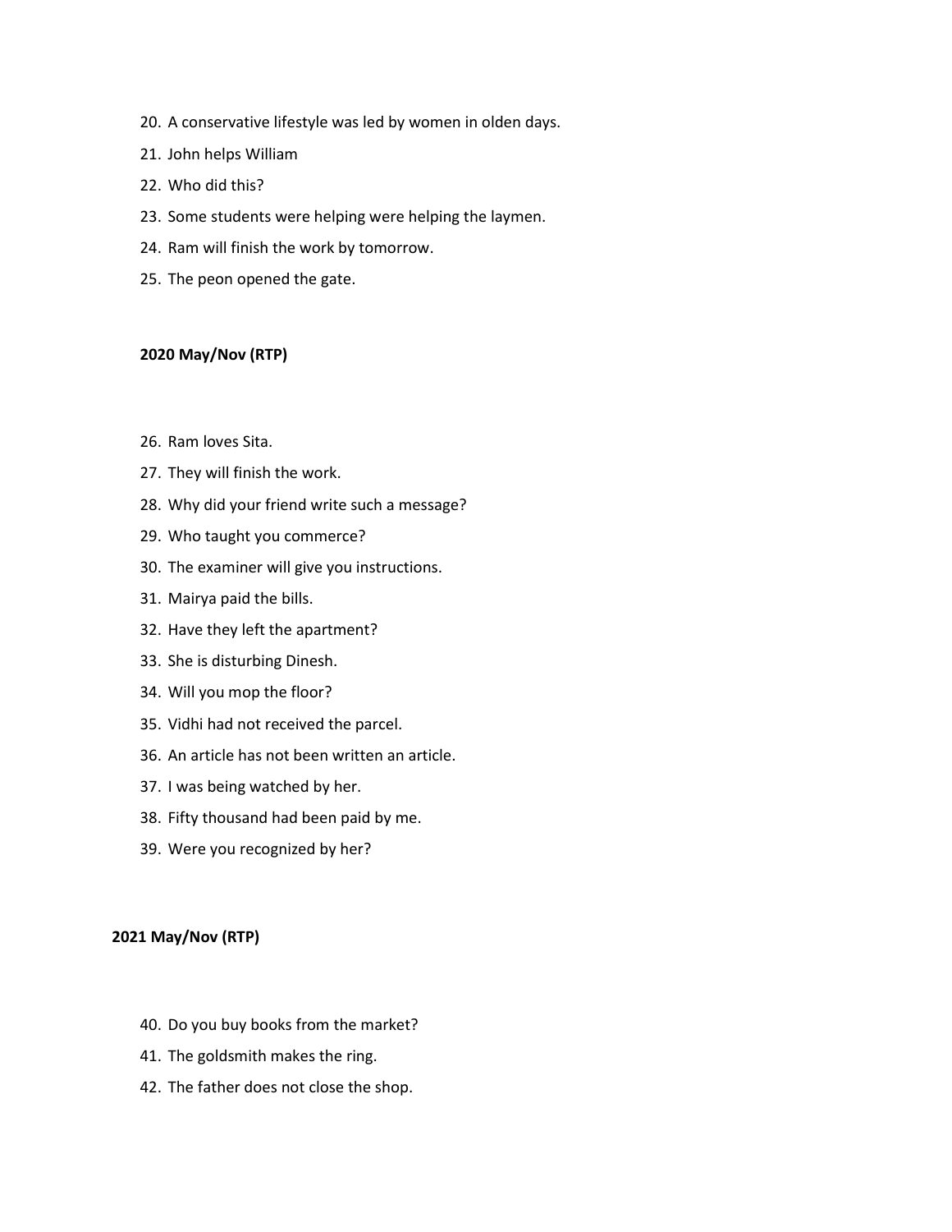20. A conservative lifestyle was led by women in olden days.
21. John helps William
22. Who did this?
23. Some students were helping were helping the laymen.
24. Ram will finish the work by tomorrow.
25. The peon opened the gate.

**2020 May/Nov (RTP)**

26. Ram loves Sita.
27. They will finish the work.
28. Why did your friend write such a message?
29. Who taught you commerce?
30. The examiner will give you instructions.
31. Mairya paid the bills.
32. Have they left the apartment?
33. She is disturbing Dinesh.
34. Will you mop the floor?
35. Vidhi had not received the parcel.
36. An article has not been written an article.
37. I was being watched by her.
38. Fifty thousand had been paid by me.
39. Were you recognized by her?

**2021 May/Nov (RTP)**

40. Do you buy books from the market?
41. The goldsmith makes the ring.
42. The father does not close the shop.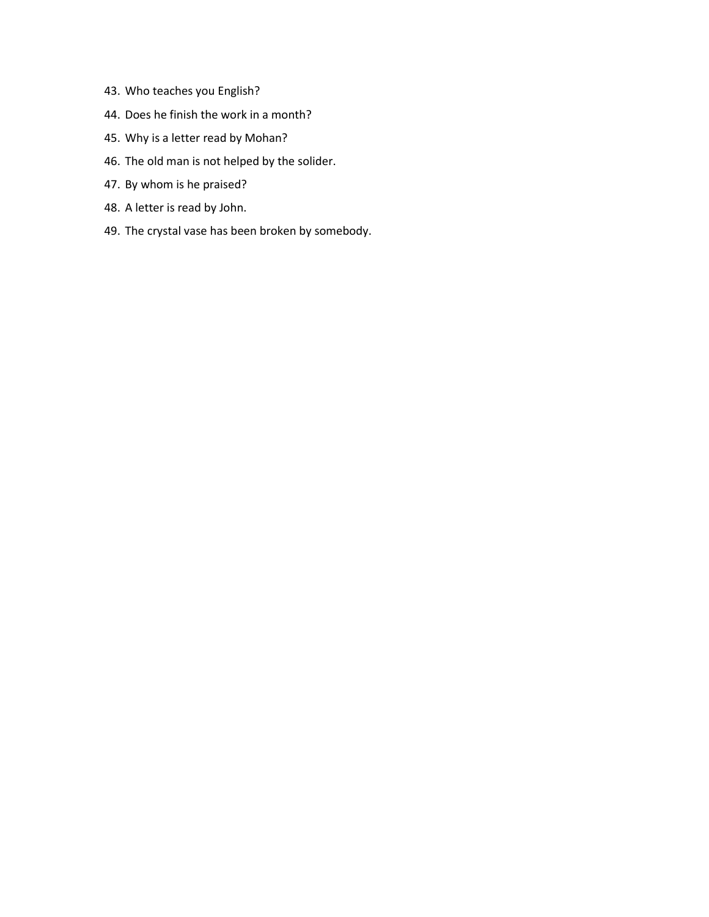43. Who teaches you English?
44. Does he finish the work in a month?
45. Why is a letter read by Mohan?
46. The old man is not helped by the solider.
47. By whom is he praised?
48. A letter is read by John.
49. The crystal vase has been broken by somebody.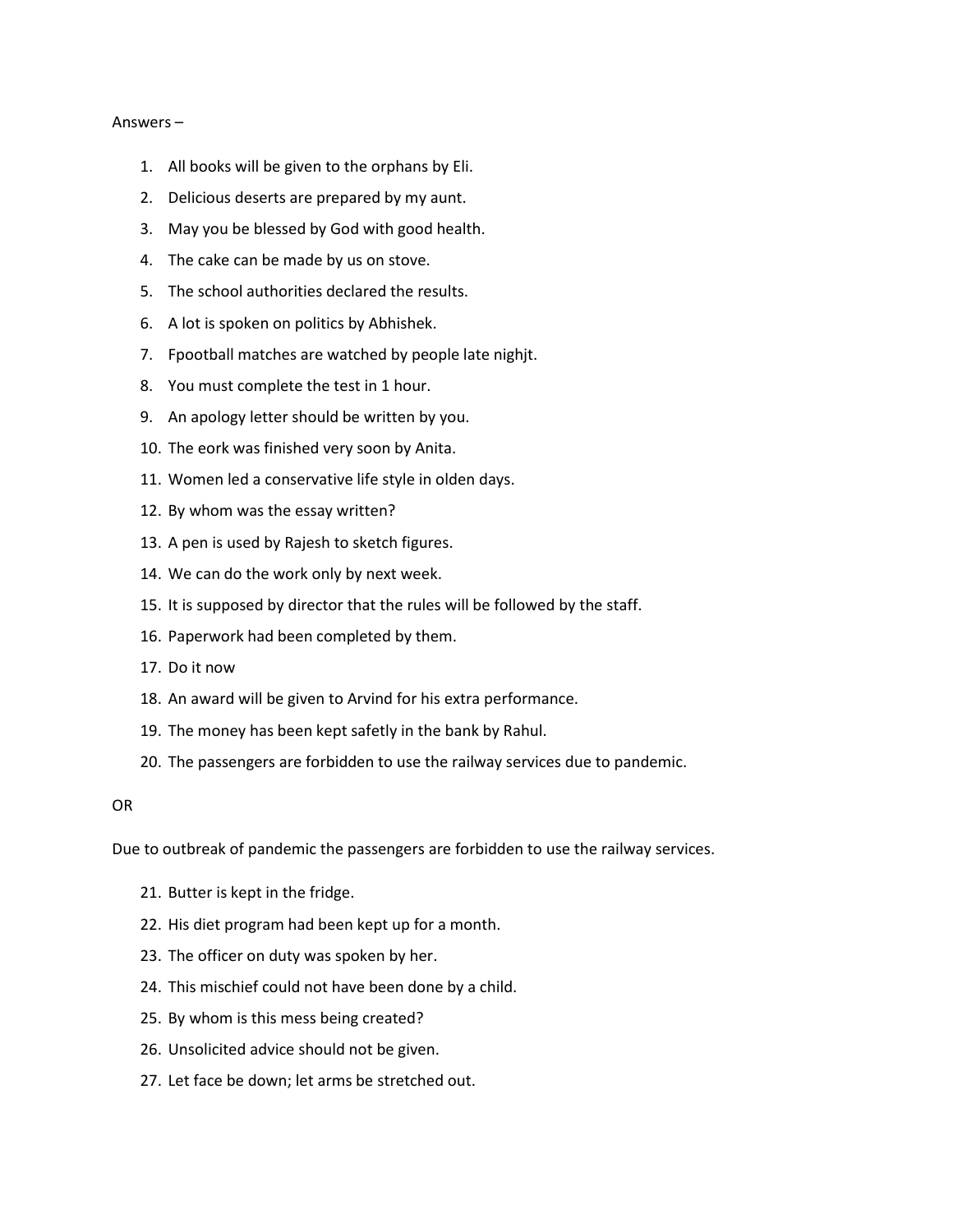Answers –

1. All books will be given to the orphans by Eli.
2. Delicious deserts are prepared by my aunt.
3. May you be blessed by God with good health.
4. The cake can be made by us on stove.
5. The school authorities declared the results.
6. A lot is spoken on politics by Abhishek.
7. Fpootball matches are watched by people late nighjt.
8. You must complete the test in 1 hour.
9. An apology letter should be written by you.
10. The eork was finished very soon by Anita.
11. Women led a conservative life style in olden days.
12. By whom was the essay written?
13. A pen is used by Rajesh to sketch figures.
14. We can do the work only by next week.
15. It is supposed by director that the rules will be followed by the staff.
16. Paperwork had been completed by them.
17. Do it now
18. An award will be given to Arvind for his extra performance.
19. The money has been kept safetly in the bank by Rahul.
20. The passengers are forbidden to use the railway services due to pandemic.

OR

Due to outbreak of pandemic the passengers are forbidden to use the railway services.

21. Butter is kept in the fridge.
22. His diet program had been kept up for a month.
23. The officer on duty was spoken by her.
24. This mischief could not have been done by a child.
25. By whom is this mess being created?
26. Unsolicited advice should not be given.
27. Let face be down; let arms be stretched out.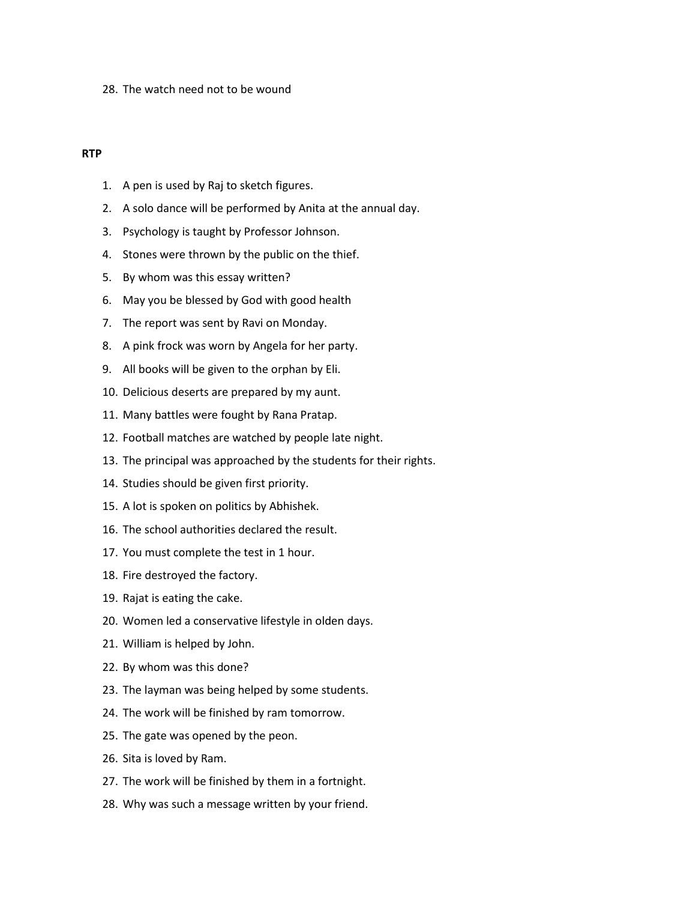28. The watch need not to be wound

**RTP**

1. A pen is used by Raj to sketch figures.
2. A solo dance will be performed by Anita at the annual day.
3. Psychology is taught by Professor Johnson.
4. Stones were thrown by the public on the thief.
5. By whom was this essay written?
6. May you be blessed by God with good health
7. The report was sent by Ravi on Monday.
8. A pink frock was worn by Angela for her party.
9. All books will be given to the orphan by Eli.
10. Delicious deserts are prepared by my aunt.
11. Many battles were fought by Rana Pratap.
12. Football matches are watched by people late night.
13. The principal was approached by the students for their rights.
14. Studies should be given first priority.
15. A lot is spoken on politics by Abhishek.
16. The school authorities declared the result.
17. You must complete the test in 1 hour.
18. Fire destroyed the factory.
19. Rajat is eating the cake.
20. Women led a conservative lifestyle in olden days.
21. William is helped by John.
22. By whom was this done?
23. The layman was being helped by some students.
24. The work will be finished by ram tomorrow.
25. The gate was opened by the peon.
26. Sita is loved by Ram.
27. The work will be finished by them in a fortnight.
28. Why was such a message written by your friend.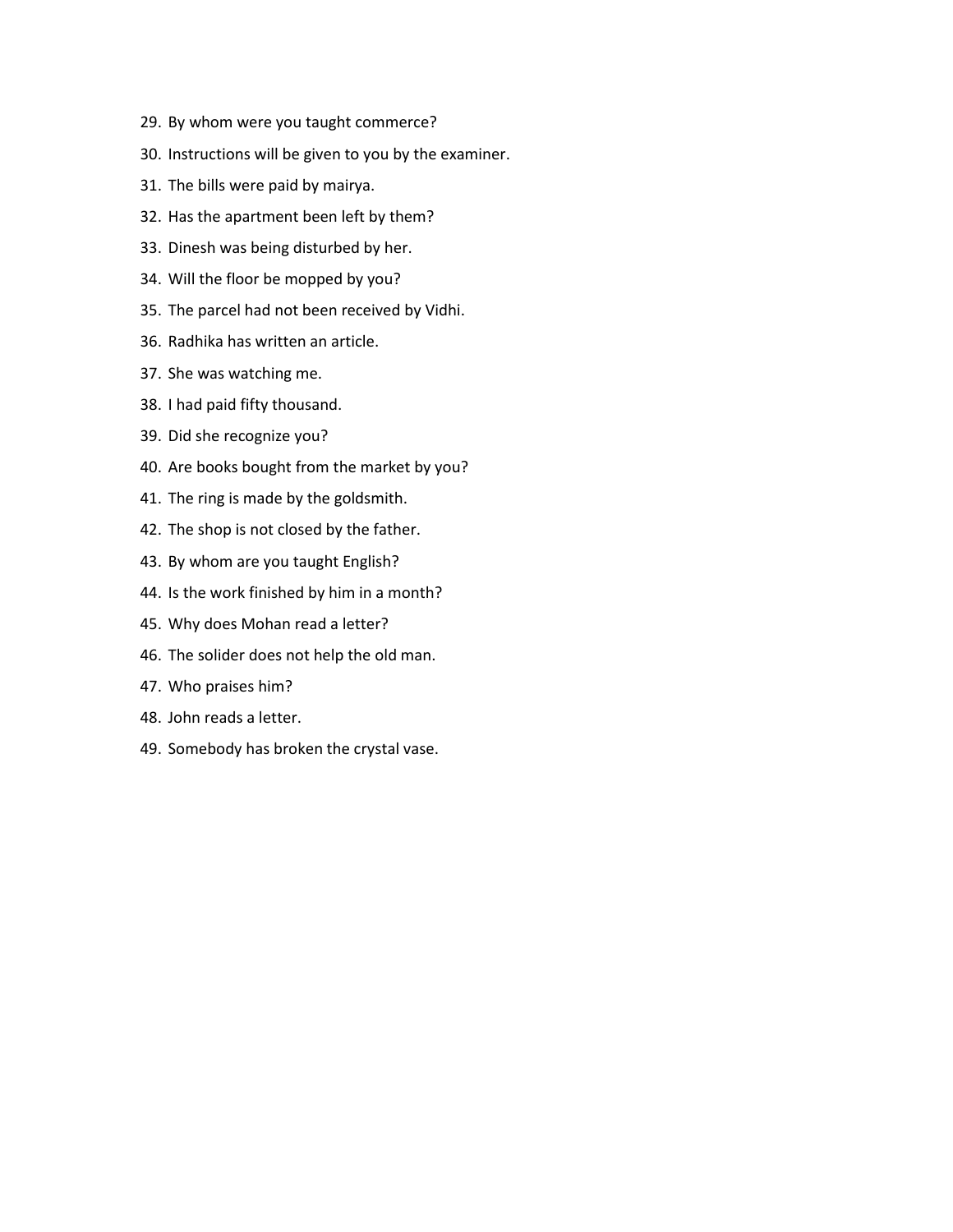29. By whom were you taught commerce?
30. Instructions will be given to you by the examiner.
31. The bills were paid by mairya.
32. Has the apartment been left by them?
33. Dinesh was being disturbed by her.
34. Will the floor be mopped by you?
35. The parcel had not been received by Vidhi.
36. Radhika has written an article.
37. She was watching me.
38. I had paid fifty thousand.
39. Did she recognize you?
40. Are books bought from the market by you?
41. The ring is made by the goldsmith.
42. The shop is not closed by the father.
43. By whom are you taught English?
44. Is the work finished by him in a month?
45. Why does Mohan read a letter?
46. The solider does not help the old man.
47. Who praises him?
48. John reads a letter.
49. Somebody has broken the crystal vase.